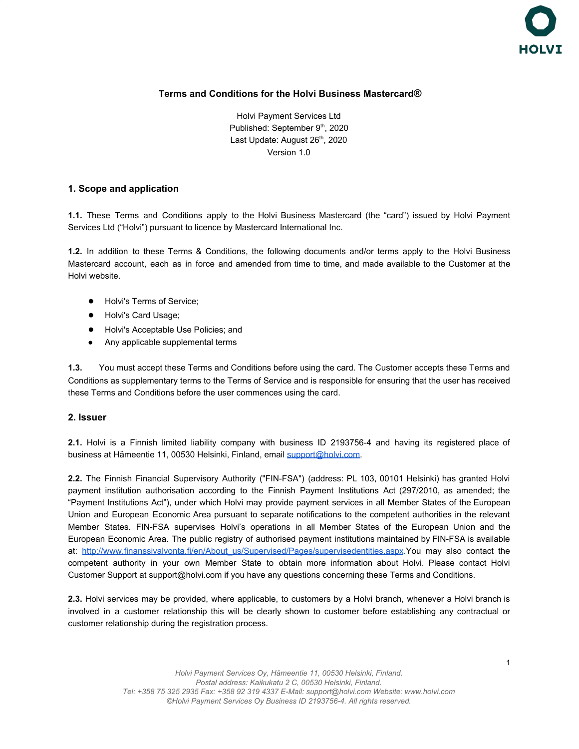# Terms and Conditions for the Holvi Business Mastercard®

Holvi Payment Services Ltd
Published: September 9th, 2020
Last Update: August 26th, 2020
Version 1.0

## 1. Scope and application

**1.1.** These Terms and Conditions apply to the Holvi Business Mastercard (the "card") issued by Holvi Payment Services Ltd ("Holvi") pursuant to licence by Mastercard International Inc.

**1.2.** In addition to these Terms & Conditions, the following documents and/or terms apply to the Holvi Business Mastercard account, each as in force and amended from time to time, and made available to the Customer at the Holvi website.

- Holvi's Terms of Service;
- Holvi's Card Usage;
- Holvi's Acceptable Use Policies; and
- Any applicable supplemental terms

**1.3.** You must accept these Terms and Conditions before using the card. The Customer accepts these Terms and Conditions as supplementary terms to the Terms of Service and is responsible for ensuring that the user has received these Terms and Conditions before the user commences using the card.

## 2. Issuer

**2.1.** Holvi is a Finnish limited liability company with business ID 2193756-4 and having its registered place of business at Hämeentie 11, 00530 Helsinki, Finland, email support@holvi.com.

**2.2.** The Finnish Financial Supervisory Authority ("FIN-FSA") (address: PL 103, 00101 Helsinki) has granted Holvi payment institution authorisation according to the Finnish Payment Institutions Act (297/2010, as amended; the "Payment Institutions Act"), under which Holvi may provide payment services in all Member States of the European Union and European Economic Area pursuant to separate notifications to the competent authorities in the relevant Member States. FIN-FSA supervises Holvi's operations in all Member States of the European Union and the European Economic Area. The public registry of authorised payment institutions maintained by FIN-FSA is available at: http://www.finanssivalvonta.fi/en/About_us/Supervised/Pages/supervisedentities.aspx. You may also contact the competent authority in your own Member State to obtain more information about Holvi. Please contact Holvi Customer Support at support@holvi.com if you have any questions concerning these Terms and Conditions.

**2.3.** Holvi services may be provided, where applicable, to customers by a Holvi branch, whenever a Holvi branch is involved in a customer relationship this will be clearly shown to customer before establishing any contractual or customer relationship during the registration process.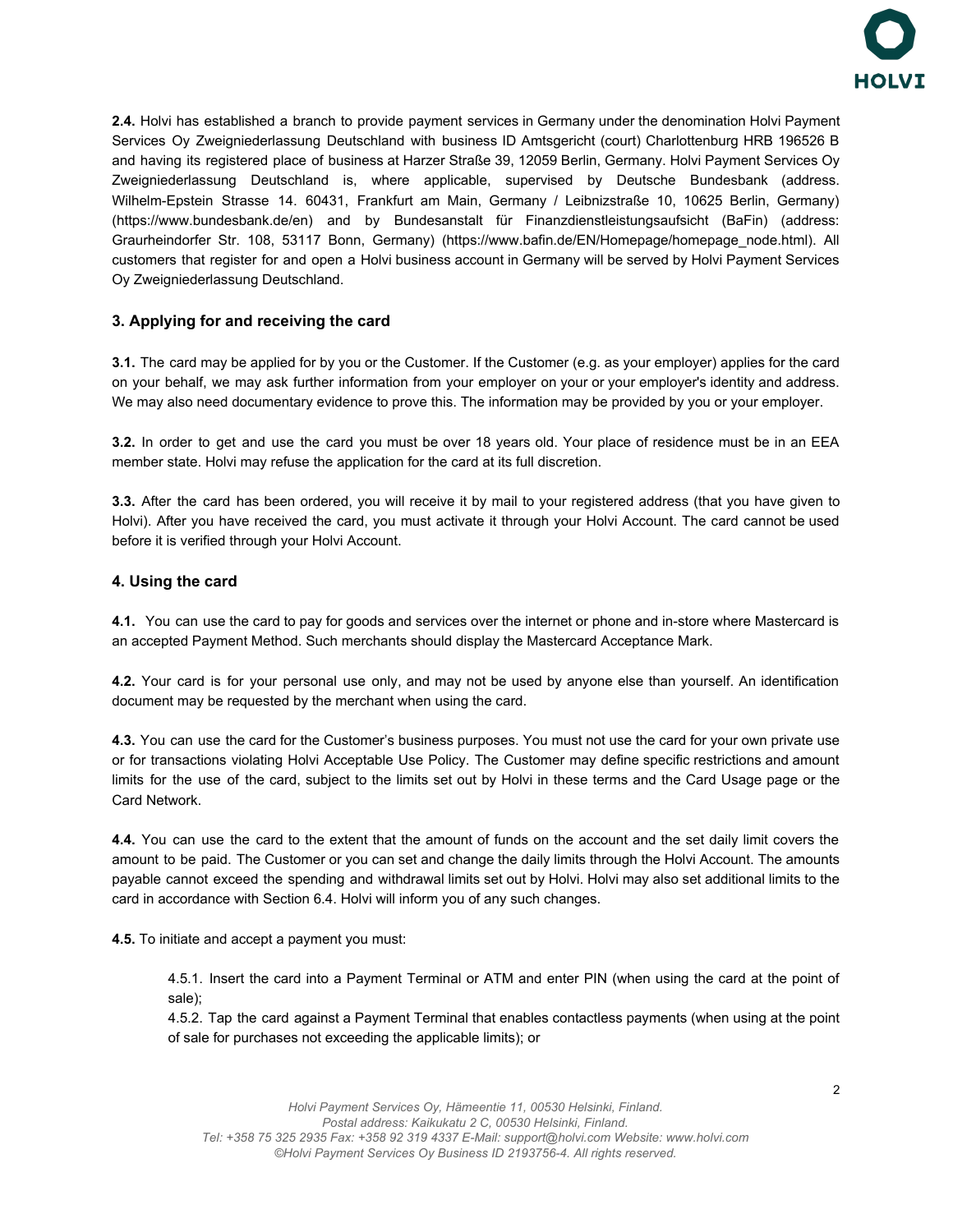**2.4.** Holvi has established a branch to provide payment services in Germany under the denomination Holvi Payment Services Oy Zweigniederlassung Deutschland with business ID Amtsgericht (court) Charlottenburg HRB 196526 B and having its registered place of business at Harzer Straße 39, 12059 Berlin, Germany. Holvi Payment Services Oy Zweigniederlassung Deutschland is, where applicable, supervised by Deutsche Bundesbank (address. Wilhelm-Epstein Strasse 14. 60431, Frankfurt am Main, Germany / Leibnizstraße 10, 10625 Berlin, Germany) (https://www.bundesbank.de/en) and by Bundesanstalt für Finanzdienstleistungsaufsicht (BaFin) (address: Graurheindorfer Str. 108, 53117 Bonn, Germany) (https://www.bafin.de/EN/Homepage/homepage_node.html). All customers that register for and open a Holvi business account in Germany will be served by Holvi Payment Services Oy Zweigniederlassung Deutschland.

### 3. Applying for and receiving the card

**3.1.** The card may be applied for by you or the Customer. If the Customer (e.g. as your employer) applies for the card on your behalf, we may ask further information from your employer on your or your employer's identity and address. We may also need documentary evidence to prove this. The information may be provided by you or your employer.

**3.2.** In order to get and use the card you must be over 18 years old. Your place of residence must be in an EEA member state. Holvi may refuse the application for the card at its full discretion.

**3.3.** After the card has been ordered, you will receive it by mail to your registered address (that you have given to Holvi). After you have received the card, you must activate it through your Holvi Account. The card cannot be used before it is verified through your Holvi Account.

### 4. Using the card

**4.1.** You can use the card to pay for goods and services over the internet or phone and in-store where Mastercard is an accepted Payment Method. Such merchants should display the Mastercard Acceptance Mark.

**4.2.** Your card is for your personal use only, and may not be used by anyone else than yourself. An identification document may be requested by the merchant when using the card.

**4.3.** You can use the card for the Customer's business purposes. You must not use the card for your own private use or for transactions violating Holvi Acceptable Use Policy. The Customer may define specific restrictions and amount limits for the use of the card, subject to the limits set out by Holvi in these terms and the Card Usage page or the Card Network.

**4.4.** You can use the card to the extent that the amount of funds on the account and the set daily limit covers the amount to be paid. The Customer or you can set and change the daily limits through the Holvi Account. The amounts payable cannot exceed the spending and withdrawal limits set out by Holvi. Holvi may also set additional limits to the card in accordance with Section 6.4. Holvi will inform you of any such changes.

**4.5.** To initiate and accept a payment you must:

4.5.1. Insert the card into a Payment Terminal or ATM and enter PIN (when using the card at the point of sale);
4.5.2. Tap the card against a Payment Terminal that enables contactless payments (when using at the point of sale for purchases not exceeding the applicable limits); or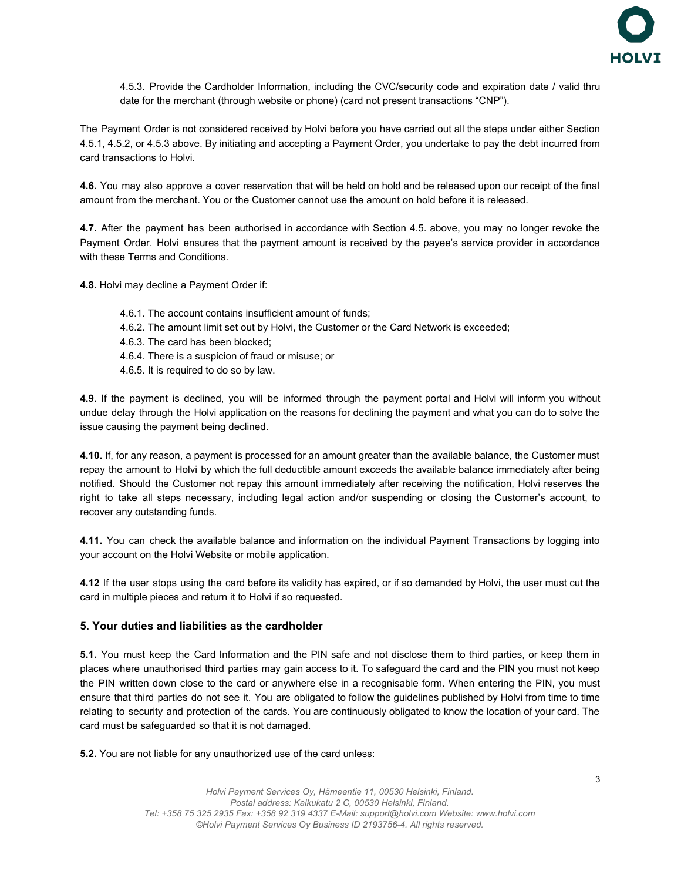4.5.3. Provide the Cardholder Information, including the CVC/security code and expiration date / valid thru date for the merchant (through website or phone) (card not present transactions "CNP").

The Payment Order is not considered received by Holvi before you have carried out all the steps under either Section 4.5.1, 4.5.2, or 4.5.3 above. By initiating and accepting a Payment Order, you undertake to pay the debt incurred from card transactions to Holvi.

**4.6.** You may also approve a cover reservation that will be held on hold and be released upon our receipt of the final amount from the merchant. You or the Customer cannot use the amount on hold before it is released.

**4.7.** After the payment has been authorised in accordance with Section 4.5. above, you may no longer revoke the Payment Order. Holvi ensures that the payment amount is received by the payee's service provider in accordance with these Terms and Conditions.

**4.8.** Holvi may decline a Payment Order if:

4.6.1. The account contains insufficient amount of funds;
4.6.2. The amount limit set out by Holvi, the Customer or the Card Network is exceeded;
4.6.3. The card has been blocked;
4.6.4. There is a suspicion of fraud or misuse; or
4.6.5. It is required to do so by law.

**4.9.** If the payment is declined, you will be informed through the payment portal and Holvi will inform you without undue delay through the Holvi application on the reasons for declining the payment and what you can do to solve the issue causing the payment being declined.

**4.10.** If, for any reason, a payment is processed for an amount greater than the available balance, the Customer must repay the amount to Holvi by which the full deductible amount exceeds the available balance immediately after being notified. Should the Customer not repay this amount immediately after receiving the notification, Holvi reserves the right to take all steps necessary, including legal action and/or suspending or closing the Customer's account, to recover any outstanding funds.

**4.11.** You can check the available balance and information on the individual Payment Transactions by logging into your account on the Holvi Website or mobile application.

**4.12** If the user stops using the card before its validity has expired, or if so demanded by Holvi, the user must cut the card in multiple pieces and return it to Holvi if so requested.

### 5. Your duties and liabilities as the cardholder

**5.1.** You must keep the Card Information and the PIN safe and not disclose them to third parties, or keep them in places where unauthorised third parties may gain access to it. To safeguard the card and the PIN you must not keep the PIN written down close to the card or anywhere else in a recognisable form. When entering the PIN, you must ensure that third parties do not see it. You are obligated to follow the guidelines published by Holvi from time to time relating to security and protection of the cards. You are continuously obligated to know the location of your card. The card must be safeguarded so that it is not damaged.

**5.2.** You are not liable for any unauthorized use of the card unless: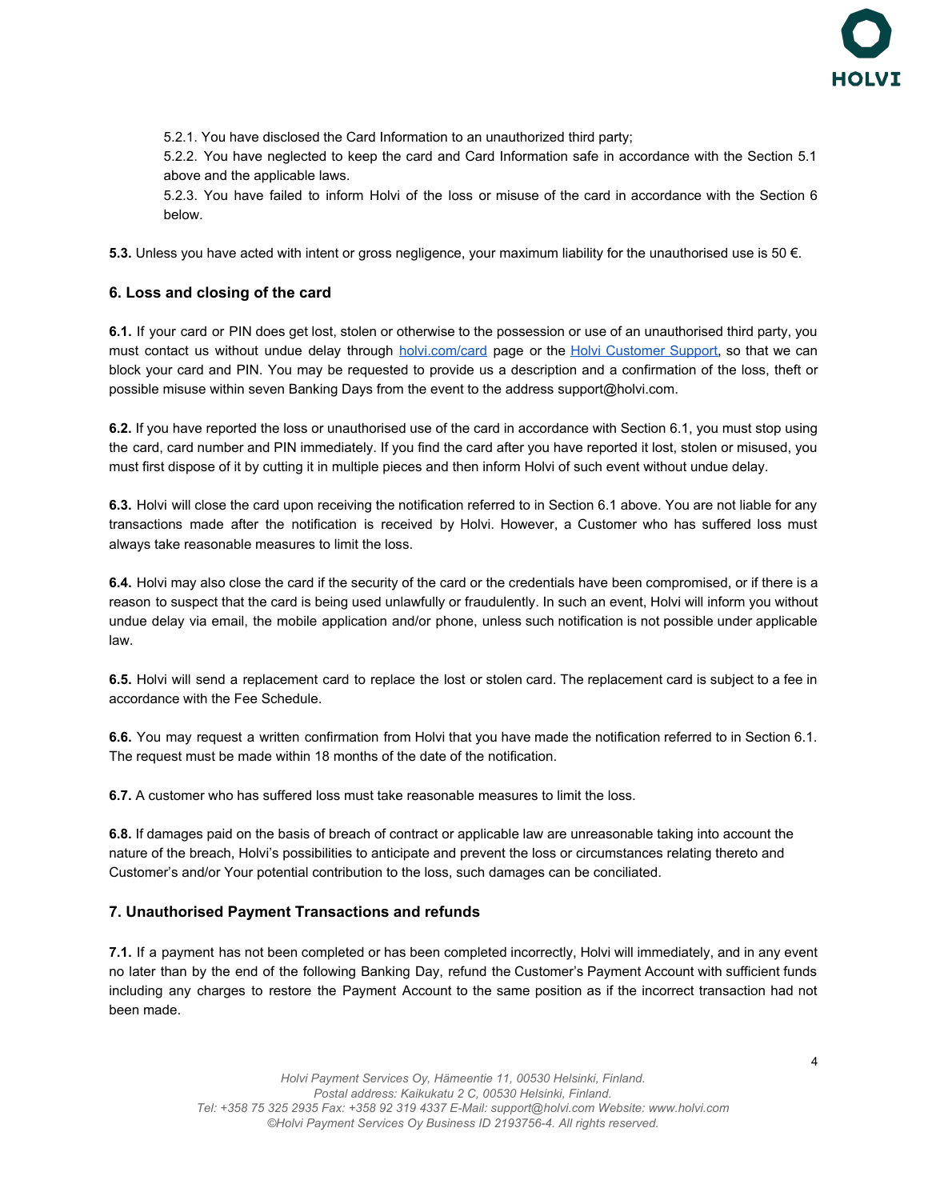5.2.1. You have disclosed the Card Information to an unauthorized third party;

5.2.2. You have neglected to keep the card and Card Information safe in accordance with the Section 5.1 above and the applicable laws.

5.2.3. You have failed to inform Holvi of the loss or misuse of the card in accordance with the Section 6 below.

**5.3.** Unless you have acted with intent or gross negligence, your maximum liability for the unauthorised use is 50 €.

### 6. Loss and closing of the card

**6.1.** If your card or PIN does get lost, stolen or otherwise to the possession or use of an unauthorised third party, you must contact us without undue delay through [holvi.com/card](holvi.com/card) page or the [Holvi Customer Support](), so that we can block your card and PIN. You may be requested to provide us a description and a confirmation of the loss, theft or possible misuse within seven Banking Days from the event to the address support@holvi.com.

**6.2.** If you have reported the loss or unauthorised use of the card in accordance with Section 6.1, you must stop using the card, card number and PIN immediately. If you find the card after you have reported it lost, stolen or misused, you must first dispose of it by cutting it in multiple pieces and then inform Holvi of such event without undue delay.

**6.3.** Holvi will close the card upon receiving the notification referred to in Section 6.1 above. You are not liable for any transactions made after the notification is received by Holvi. However, a Customer who has suffered loss must always take reasonable measures to limit the loss.

**6.4.** Holvi may also close the card if the security of the card or the credentials have been compromised, or if there is a reason to suspect that the card is being used unlawfully or fraudulently. In such an event, Holvi will inform you without undue delay via email, the mobile application and/or phone, unless such notification is not possible under applicable law.

**6.5.** Holvi will send a replacement card to replace the lost or stolen card. The replacement card is subject to a fee in accordance with the Fee Schedule.

**6.6.** You may request a written confirmation from Holvi that you have made the notification referred to in Section 6.1. The request must be made within 18 months of the date of the notification.

**6.7.** A customer who has suffered loss must take reasonable measures to limit the loss.

**6.8.** If damages paid on the basis of breach of contract or applicable law are unreasonable taking into account the nature of the breach, Holvi's possibilities to anticipate and prevent the loss or circumstances relating thereto and Customer's and/or Your potential contribution to the loss, such damages can be conciliated.

### 7. Unauthorised Payment Transactions and refunds

**7.1.** If a payment has not been completed or has been completed incorrectly, Holvi will immediately, and in any event no later than by the end of the following Banking Day, refund the Customer's Payment Account with sufficient funds including any charges to restore the Payment Account to the same position as if the incorrect transaction had not been made.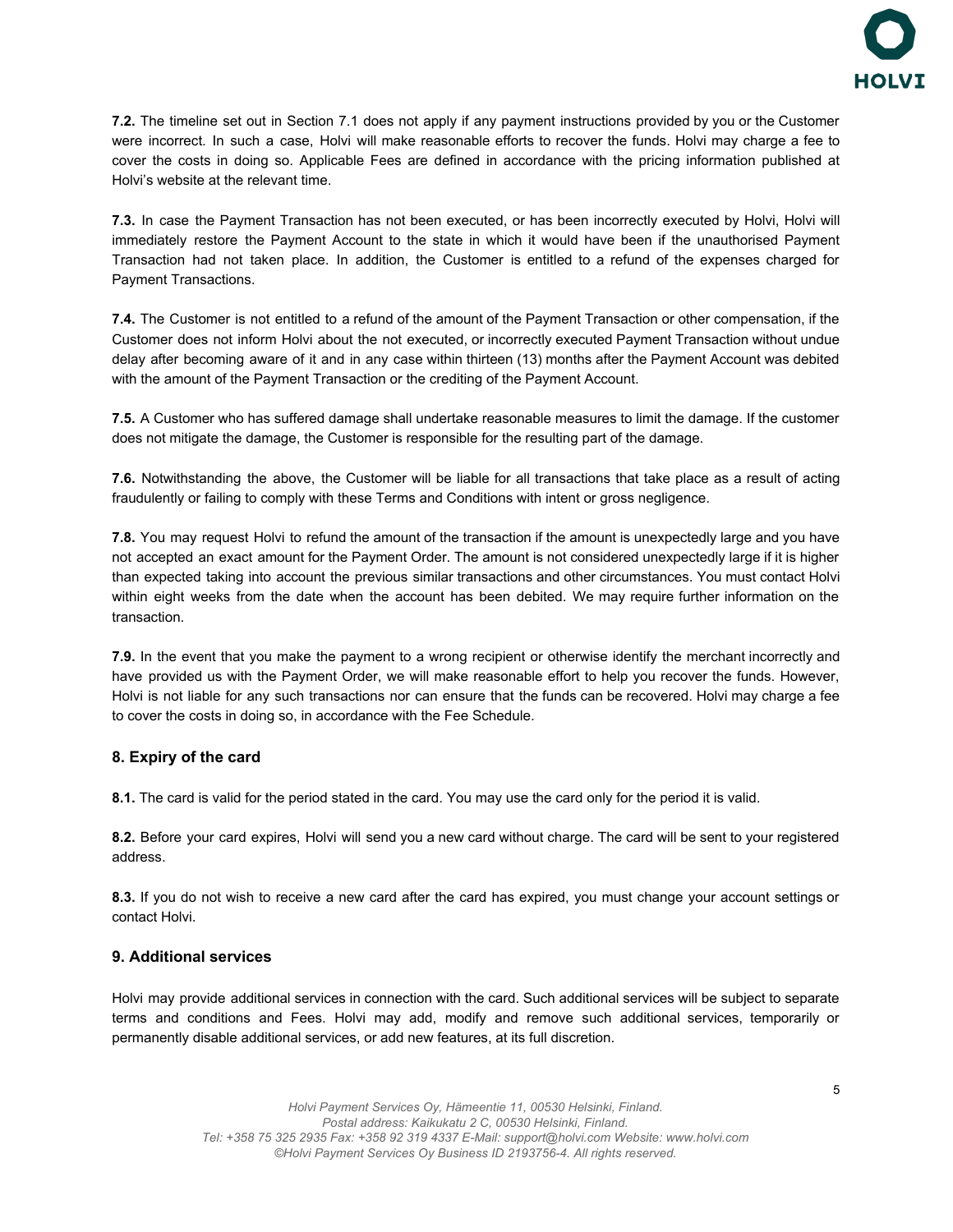**7.2.** The timeline set out in Section 7.1 does not apply if any payment instructions provided by you or the Customer were incorrect. In such a case, Holvi will make reasonable efforts to recover the funds. Holvi may charge a fee to cover the costs in doing so. Applicable Fees are defined in accordance with the pricing information published at Holvi's website at the relevant time.

**7.3.** In case the Payment Transaction has not been executed, or has been incorrectly executed by Holvi, Holvi will immediately restore the Payment Account to the state in which it would have been if the unauthorised Payment Transaction had not taken place. In addition, the Customer is entitled to a refund of the expenses charged for Payment Transactions.

**7.4.** The Customer is not entitled to a refund of the amount of the Payment Transaction or other compensation, if the Customer does not inform Holvi about the not executed, or incorrectly executed Payment Transaction without undue delay after becoming aware of it and in any case within thirteen (13) months after the Payment Account was debited with the amount of the Payment Transaction or the crediting of the Payment Account.

**7.5.** A Customer who has suffered damage shall undertake reasonable measures to limit the damage. If the customer does not mitigate the damage, the Customer is responsible for the resulting part of the damage.

**7.6.** Notwithstanding the above, the Customer will be liable for all transactions that take place as a result of acting fraudulently or failing to comply with these Terms and Conditions with intent or gross negligence.

**7.8.** You may request Holvi to refund the amount of the transaction if the amount is unexpectedly large and you have not accepted an exact amount for the Payment Order. The amount is not considered unexpectedly large if it is higher than expected taking into account the previous similar transactions and other circumstances. You must contact Holvi within eight weeks from the date when the account has been debited. We may require further information on the transaction.

**7.9.** In the event that you make the payment to a wrong recipient or otherwise identify the merchant incorrectly and have provided us with the Payment Order, we will make reasonable effort to help you recover the funds. However, Holvi is not liable for any such transactions nor can ensure that the funds can be recovered. Holvi may charge a fee to cover the costs in doing so, in accordance with the Fee Schedule.

### 8. Expiry of the card

**8.1.** The card is valid for the period stated in the card. You may use the card only for the period it is valid.

**8.2.** Before your card expires, Holvi will send you a new card without charge. The card will be sent to your registered address.

**8.3.** If you do not wish to receive a new card after the card has expired, you must change your account settings or contact Holvi.

### 9. Additional services

Holvi may provide additional services in connection with the card. Such additional services will be subject to separate terms and conditions and Fees. Holvi may add, modify and remove such additional services, temporarily or permanently disable additional services, or add new features, at its full discretion.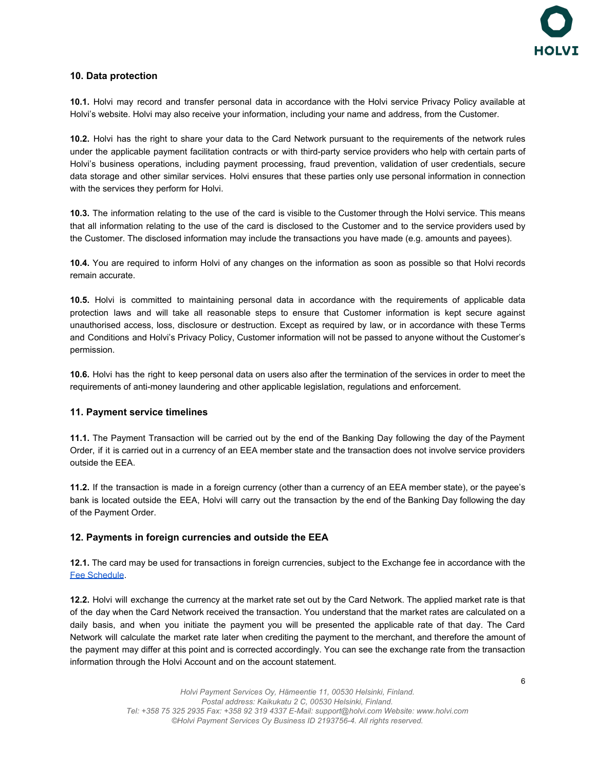## 10. Data protection

**10.1.** Holvi may record and transfer personal data in accordance with the Holvi service Privacy Policy available at Holvi's website. Holvi may also receive your information, including your name and address, from the Customer.

**10.2.** Holvi has the right to share your data to the Card Network pursuant to the requirements of the network rules under the applicable payment facilitation contracts or with third-party service providers who help with certain parts of Holvi's business operations, including payment processing, fraud prevention, validation of user credentials, secure data storage and other similar services. Holvi ensures that these parties only use personal information in connection with the services they perform for Holvi.

**10.3.** The information relating to the use of the card is visible to the Customer through the Holvi service. This means that all information relating to the use of the card is disclosed to the Customer and to the service providers used by the Customer. The disclosed information may include the transactions you have made (e.g. amounts and payees).

**10.4.** You are required to inform Holvi of any changes on the information as soon as possible so that Holvi records remain accurate.

**10.5.** Holvi is committed to maintaining personal data in accordance with the requirements of applicable data protection laws and will take all reasonable steps to ensure that Customer information is kept secure against unauthorised access, loss, disclosure or destruction. Except as required by law, or in accordance with these Terms and Conditions and Holvi's Privacy Policy, Customer information will not be passed to anyone without the Customer's permission.

**10.6.** Holvi has the right to keep personal data on users also after the termination of the services in order to meet the requirements of anti-money laundering and other applicable legislation, regulations and enforcement.

## 11. Payment service timelines

**11.1.** The Payment Transaction will be carried out by the end of the Banking Day following the day of the Payment Order, if it is carried out in a currency of an EEA member state and the transaction does not involve service providers outside the EEA.

**11.2.** If the transaction is made in a foreign currency (other than a currency of an EEA member state), or the payee's bank is located outside the EEA, Holvi will carry out the transaction by the end of the Banking Day following the day of the Payment Order.

## 12. Payments in foreign currencies and outside the EEA

**12.1.** The card may be used for transactions in foreign currencies, subject to the Exchange fee in accordance with the Fee Schedule.

**12.2.** Holvi will exchange the currency at the market rate set out by the Card Network. The applied market rate is that of the day when the Card Network received the transaction. You understand that the market rates are calculated on a daily basis, and when you initiate the payment you will be presented the applicable rate of that day. The Card Network will calculate the market rate later when crediting the payment to the merchant, and therefore the amount of the payment may differ at this point and is corrected accordingly. You can see the exchange rate from the transaction information through the Holvi Account and on the account statement.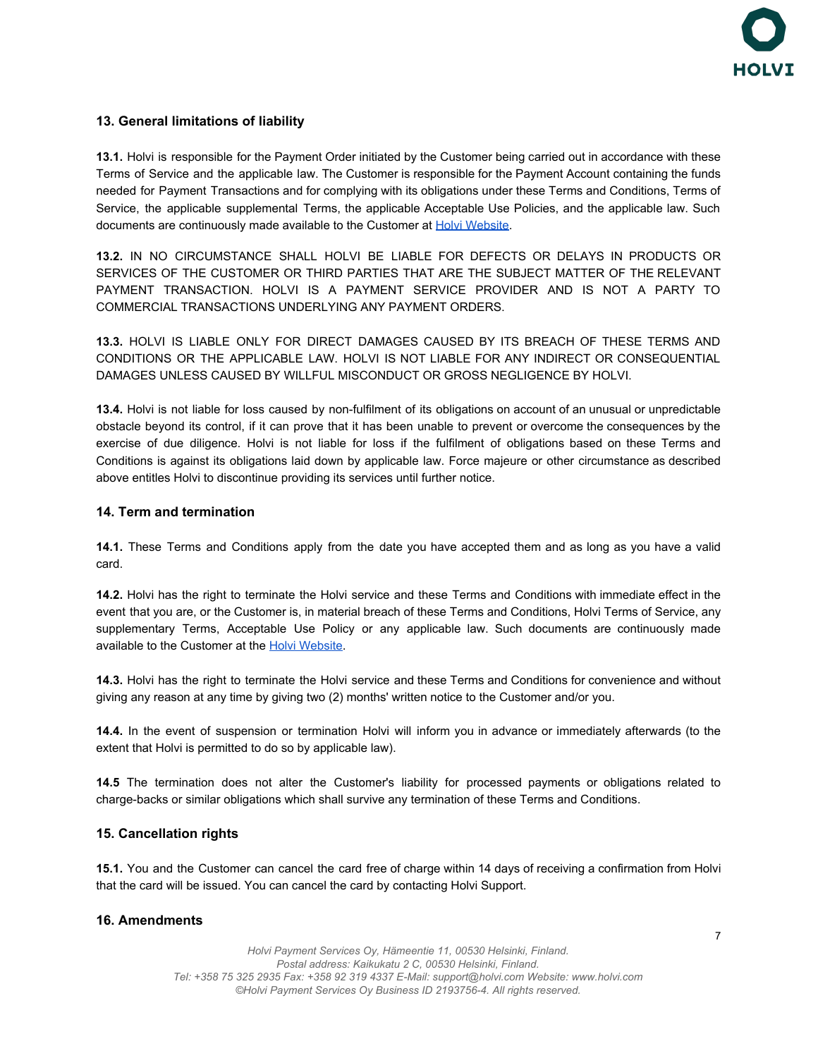## 13. General limitations of liability

**13.1.** Holvi is responsible for the Payment Order initiated by the Customer being carried out in accordance with these Terms of Service and the applicable law. The Customer is responsible for the Payment Account containing the funds needed for Payment Transactions and for complying with its obligations under these Terms and Conditions, Terms of Service, the applicable supplemental Terms, the applicable Acceptable Use Policies, and the applicable law. Such documents are continuously made available to the Customer at [Holvi Website](#).

**13.2.** IN NO CIRCUMSTANCE SHALL HOLVI BE LIABLE FOR DEFECTS OR DELAYS IN PRODUCTS OR SERVICES OF THE CUSTOMER OR THIRD PARTIES THAT ARE THE SUBJECT MATTER OF THE RELEVANT PAYMENT TRANSACTION. HOLVI IS A PAYMENT SERVICE PROVIDER AND IS NOT A PARTY TO COMMERCIAL TRANSACTIONS UNDERLYING ANY PAYMENT ORDERS.

**13.3.** HOLVI IS LIABLE ONLY FOR DIRECT DAMAGES CAUSED BY ITS BREACH OF THESE TERMS AND CONDITIONS OR THE APPLICABLE LAW. HOLVI IS NOT LIABLE FOR ANY INDIRECT OR CONSEQUENTIAL DAMAGES UNLESS CAUSED BY WILLFUL MISCONDUCT OR GROSS NEGLIGENCE BY HOLVI.

**13.4.** Holvi is not liable for loss caused by non-fulfilment of its obligations on account of an unusual or unpredictable obstacle beyond its control, if it can prove that it has been unable to prevent or overcome the consequences by the exercise of due diligence. Holvi is not liable for loss if the fulfilment of obligations based on these Terms and Conditions is against its obligations laid down by applicable law. Force majeure or other circumstance as described above entitles Holvi to discontinue providing its services until further notice.

## 14. Term and termination

**14.1.** These Terms and Conditions apply from the date you have accepted them and as long as you have a valid card.

**14.2.** Holvi has the right to terminate the Holvi service and these Terms and Conditions with immediate effect in the event that you are, or the Customer is, in material breach of these Terms and Conditions, Holvi Terms of Service, any supplementary Terms, Acceptable Use Policy or any applicable law. Such documents are continuously made available to the Customer at the [Holvi Website](#).

**14.3.** Holvi has the right to terminate the Holvi service and these Terms and Conditions for convenience and without giving any reason at any time by giving two (2) months' written notice to the Customer and/or you.

**14.4.** In the event of suspension or termination Holvi will inform you in advance or immediately afterwards (to the extent that Holvi is permitted to do so by applicable law).

**14.5** The termination does not alter the Customer's liability for processed payments or obligations related to charge-backs or similar obligations which shall survive any termination of these Terms and Conditions.

## 15. Cancellation rights

**15.1.** You and the Customer can cancel the card free of charge within 14 days of receiving a confirmation from Holvi that the card will be issued. You can cancel the card by contacting Holvi Support.

## 16. Amendments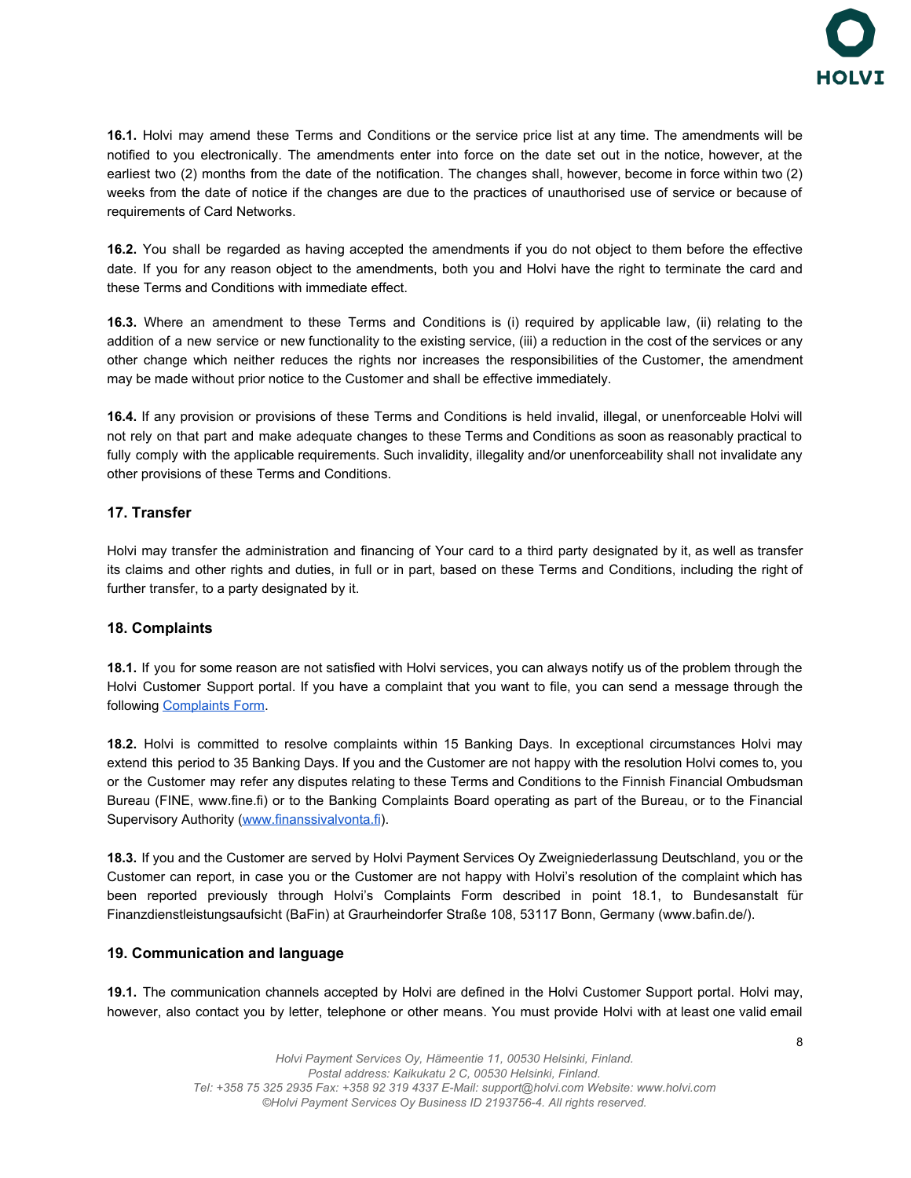**16.1.** Holvi may amend these Terms and Conditions or the service price list at any time. The amendments will be notified to you electronically. The amendments enter into force on the date set out in the notice, however, at the earliest two (2) months from the date of the notification. The changes shall, however, become in force within two (2) weeks from the date of notice if the changes are due to the practices of unauthorised use of service or because of requirements of Card Networks.

**16.2.** You shall be regarded as having accepted the amendments if you do not object to them before the effective date. If you for any reason object to the amendments, both you and Holvi have the right to terminate the card and these Terms and Conditions with immediate effect.

**16.3.** Where an amendment to these Terms and Conditions is (i) required by applicable law, (ii) relating to the addition of a new service or new functionality to the existing service, (iii) a reduction in the cost of the services or any other change which neither reduces the rights nor increases the responsibilities of the Customer, the amendment may be made without prior notice to the Customer and shall be effective immediately.

**16.4.** If any provision or provisions of these Terms and Conditions is held invalid, illegal, or unenforceable Holvi will not rely on that part and make adequate changes to these Terms and Conditions as soon as reasonably practical to fully comply with the applicable requirements. Such invalidity, illegality and/or unenforceability shall not invalidate any other provisions of these Terms and Conditions.

## 17. Transfer

Holvi may transfer the administration and financing of Your card to a third party designated by it, as well as transfer its claims and other rights and duties, in full or in part, based on these Terms and Conditions, including the right of further transfer, to a party designated by it.

## 18. Complaints

**18.1.** If you for some reason are not satisfied with Holvi services, you can always notify us of the problem through the Holvi Customer Support portal. If you have a complaint that you want to file, you can send a message through the following Complaints Form.

**18.2.** Holvi is committed to resolve complaints within 15 Banking Days. In exceptional circumstances Holvi may extend this period to 35 Banking Days. If you and the Customer are not happy with the resolution Holvi comes to, you or the Customer may refer any disputes relating to these Terms and Conditions to the Finnish Financial Ombudsman Bureau (FINE, www.fine.fi) or to the Banking Complaints Board operating as part of the Bureau, or to the Financial Supervisory Authority (www.finanssivalvonta.fi).

**18.3.** If you and the Customer are served by Holvi Payment Services Oy Zweigniederlassung Deutschland, you or the Customer can report, in case you or the Customer are not happy with Holvi's resolution of the complaint which has been reported previously through Holvi's Complaints Form described in point 18.1, to Bundesanstalt für Finanzdienstleistungsaufsicht (BaFin) at Graurheindorfer Straße 108, 53117 Bonn, Germany (www.bafin.de/).

## 19. Communication and language

**19.1.** The communication channels accepted by Holvi are defined in the Holvi Customer Support portal. Holvi may, however, also contact you by letter, telephone or other means. You must provide Holvi with at least one valid email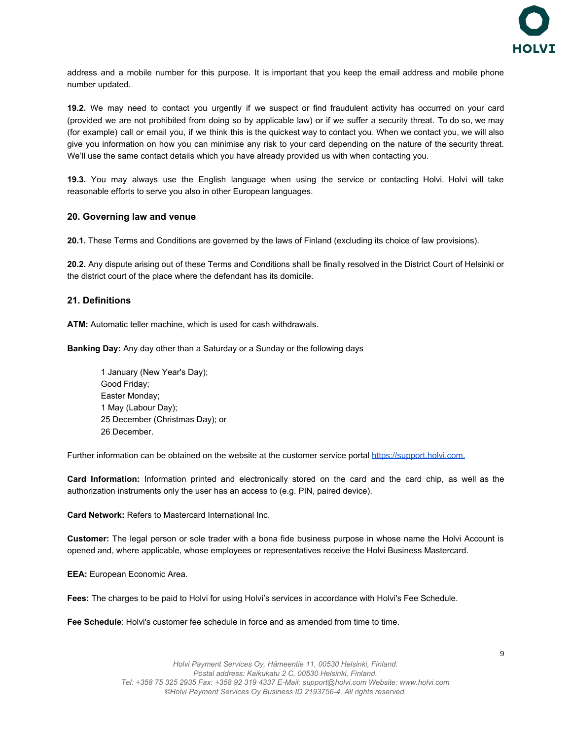address and a mobile number for this purpose. It is important that you keep the email address and mobile phone number updated.

**19.2.** We may need to contact you urgently if we suspect or find fraudulent activity has occurred on your card (provided we are not prohibited from doing so by applicable law) or if we suffer a security threat. To do so, we may (for example) call or email you, if we think this is the quickest way to contact you. When we contact you, we will also give you information on how you can minimise any risk to your card depending on the nature of the security threat. We'll use the same contact details which you have already provided us with when contacting you.

**19.3.** You may always use the English language when using the service or contacting Holvi. Holvi will take reasonable efforts to serve you also in other European languages.

### 20. Governing law and venue

**20.1.** These Terms and Conditions are governed by the laws of Finland (excluding its choice of law provisions).

**20.2.** Any dispute arising out of these Terms and Conditions shall be finally resolved in the District Court of Helsinki or the district court of the place where the defendant has its domicile.

### 21. Definitions

**ATM:** Automatic teller machine, which is used for cash withdrawals.

**Banking Day:** Any day other than a Saturday or a Sunday or the following days

> 1 January (New Year's Day);
> Good Friday;
> Easter Monday;
> 1 May (Labour Day);
> 25 December (Christmas Day); or
> 26 December.

Further information can be obtained on the website at the customer service portal [https://support.holvi.com.](https://support.holvi.com)

**Card Information:** Information printed and electronically stored on the card and the card chip, as well as the authorization instruments only the user has an access to (e.g. PIN, paired device).

**Card Network:** Refers to Mastercard International Inc.

**Customer:** The legal person or sole trader with a bona fide business purpose in whose name the Holvi Account is opened and, where applicable, whose employees or representatives receive the Holvi Business Mastercard.

**EEA:** European Economic Area.

**Fees:** The charges to be paid to Holvi for using Holvi's services in accordance with Holvi's Fee Schedule.

**Fee Schedule**: Holvi's customer fee schedule in force and as amended from time to time.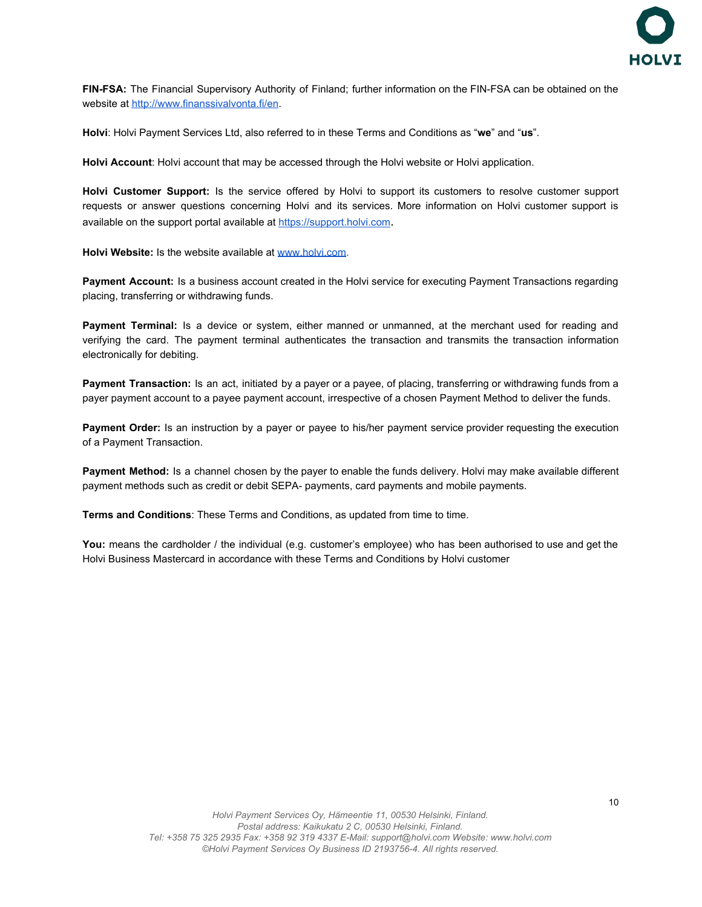**FIN-FSA:** The Financial Supervisory Authority of Finland; further information on the FIN-FSA can be obtained on the website at http://www.finanssivalvonta.fi/en.

**Holvi**: Holvi Payment Services Ltd, also referred to in these Terms and Conditions as "**we**" and "**us**".

**Holvi Account**: Holvi account that may be accessed through the Holvi website or Holvi application.

**Holvi Customer Support:** Is the service offered by Holvi to support its customers to resolve customer support requests or answer questions concerning Holvi and its services. More information on Holvi customer support is available on the support portal available at https://support.holvi.com.

**Holvi Website:** Is the website available at www.holvi.com.

**Payment Account:** Is a business account created in the Holvi service for executing Payment Transactions regarding placing, transferring or withdrawing funds.

**Payment Terminal:** Is a device or system, either manned or unmanned, at the merchant used for reading and verifying the card. The payment terminal authenticates the transaction and transmits the transaction information electronically for debiting.

**Payment Transaction:** Is an act, initiated by a payer or a payee, of placing, transferring or withdrawing funds from a payer payment account to a payee payment account, irrespective of a chosen Payment Method to deliver the funds.

**Payment Order:** Is an instruction by a payer or payee to his/her payment service provider requesting the execution of a Payment Transaction.

**Payment Method:** Is a channel chosen by the payer to enable the funds delivery. Holvi may make available different payment methods such as credit or debit SEPA- payments, card payments and mobile payments.

**Terms and Conditions**: These Terms and Conditions, as updated from time to time.

**You:** means the cardholder / the individual (e.g. customer's employee) who has been authorised to use and get the Holvi Business Mastercard in accordance with these Terms and Conditions by Holvi customer